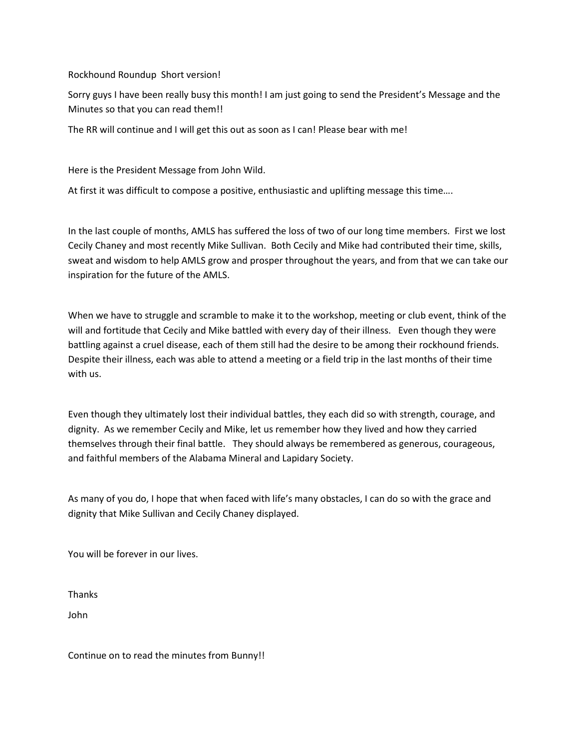Rockhound Roundup  Short version!

Sorry guys I have been really busy this month! I am just going to send the President's Message and the Minutes so that you can read them!!

The RR will continue and I will get this out as soon as I can! Please bear with me!

Here is the President Message from John Wild.

At first it was difficult to compose a positive, enthusiastic and uplifting message this time….

In the last couple of months, AMLS has suffered the loss of two of our long time members.  First we lost Cecily Chaney and most recently Mike Sullivan.  Both Cecily and Mike had contributed their time, skills, sweat and wisdom to help AMLS grow and prosper throughout the years, and from that we can take our inspiration for the future of the AMLS.

When we have to struggle and scramble to make it to the workshop, meeting or club event, think of the will and fortitude that Cecily and Mike battled with every day of their illness.   Even though they were battling against a cruel disease, each of them still had the desire to be among their rockhound friends. Despite their illness, each was able to attend a meeting or a field trip in the last months of their time with us.

Even though they ultimately lost their individual battles, they each did so with strength, courage, and dignity.  As we remember Cecily and Mike, let us remember how they lived and how they carried themselves through their final battle.   They should always be remembered as generous, courageous, and faithful members of the Alabama Mineral and Lapidary Society.

As many of you do, I hope that when faced with life's many obstacles, I can do so with the grace and dignity that Mike Sullivan and Cecily Chaney displayed.

You will be forever in our lives.

Thanks

John

Continue on to read the minutes from Bunny!!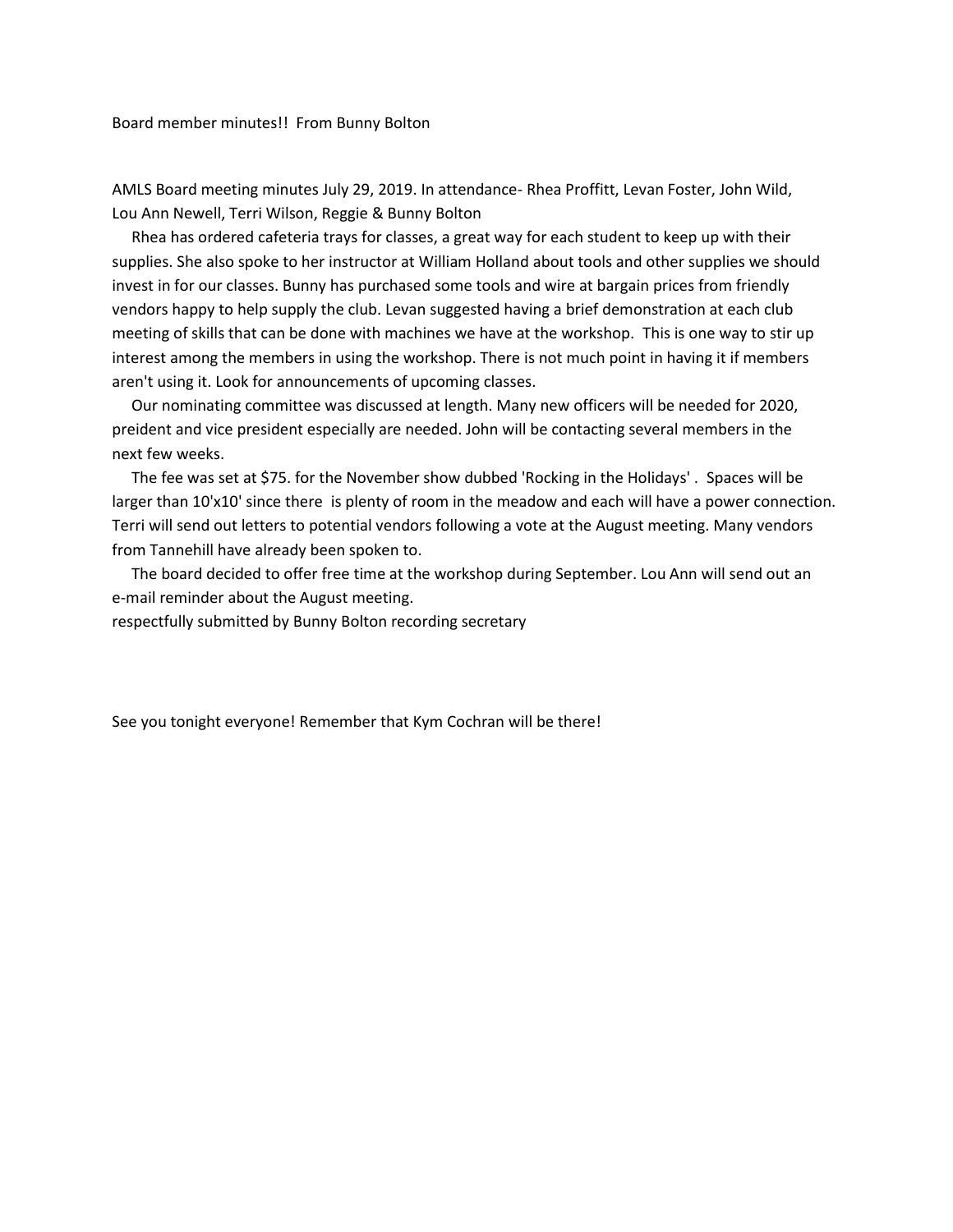Board member minutes!! From Bunny Bolton

AMLS Board meeting minutes July 29, 2019. In attendance- Rhea Proffitt, Levan Foster, John Wild, Lou Ann Newell, Terri Wilson, Reggie & Bunny Bolton

Rhea has ordered cafeteria trays for classes, a great way for each student to keep up with their supplies. She also spoke to her instructor at William Holland about tools and other supplies we should invest in for our classes. Bunny has purchased some tools and wire at bargain prices from friendly vendors happy to help supply the club. Levan suggested having a brief demonstration at each club meeting of skills that can be done with machines we have at the workshop. This is one way to stir up interest among the members in using the workshop. There is not much point in having it if members aren't using it. Look for announcements of upcoming classes.

Our nominating committee was discussed at length. Many new officers will be needed for 2020, preident and vice president especially are needed. John will be contacting several members in the next few weeks.

The fee was set at $75. for the November show dubbed 'Rocking in the Holidays' . Spaces will be larger than 10'x10' since there is plenty of room in the meadow and each will have a power connection. Terri will send out letters to potential vendors following a vote at the August meeting. Many vendors from Tannehill have already been spoken to.

The board decided to offer free time at the workshop during September. Lou Ann will send out an e-mail reminder about the August meeting.

respectfully submitted by Bunny Bolton recording secretary

See you tonight everyone! Remember that Kym Cochran will be there!